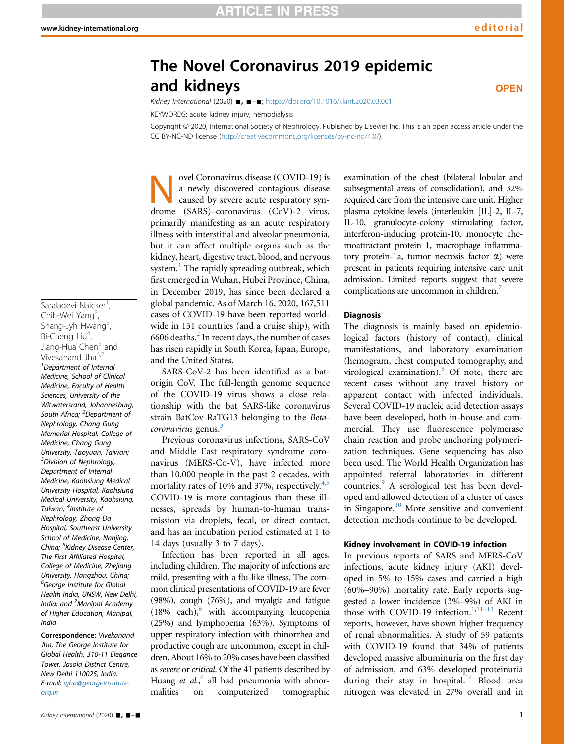# The Novel Coronavirus 2019 epidemic and kidneys

OPEN

*Kidney International* (2020) ■, ■–■; https://doi.org/10.1016/j.kint.2020.03.001

KEYWORDS: acute kidney injury; hemodialysis

Copyright © 2020, International Society of Nephrology. Published by Elsevier Inc. This is an open access article under the CC BY-NC-ND license (http://creativecommons.org/licenses/by-nc-nd/4.0/).

Saraladevi Naicker[1], Chih-Wei Yang[2], Shang-Jyh Hwang[3], Bi-Cheng Liu[4], Jiang-Hua Chen[5] and Vivekanand Jha[6,7]

[1]Department of Internal Medicine, School of Clinical Medicine, Faculty of Health Sciences, University of the Witwatersrand, Johannesburg, South Africa; [2]Department of Nephrology, Chang Gung Memorial Hospital, College of Medicine, Chang Gung University, Taoyuan, Taiwan; [3]Division of Nephrology, Department of Internal Medicine, Kaohsiung Medical University Hospital, Kaohsiung Medical University, Kaohsiung, Taiwan; [4]Institute of Nephrology, Zhong Da Hospital, Southeast University School of Medicine, Nanjing, China; [5]Kidney Disease Center, The First Affiliated Hospital, College of Medicine, Zhejiang University, Hangzhou, China; [6]George Institute for Global Health India, UNSW, New Delhi, India; and [7]Manipal Academy of Higher Education, Manipal, India

**Correspondence:** *Vivekanand Jha, The George Institute for Global Health, 310-11 Elegance Tower, Jasola District Centre, New Delhi 110025, India. E-mail: vjha@georgeinstitute.org.in*

Novel Coronavirus disease (COVID-19) is a newly discovered contagious disease caused by severe acute respiratory syndrome (SARS)–coronavirus (CoV)-2 virus, primarily manifesting as an acute respiratory illness with interstitial and alveolar pneumonia, but it can affect multiple organs such as the kidney, heart, digestive tract, blood, and nervous system.[1] The rapidly spreading outbreak, which first emerged in Wuhan, Hubei Province, China, in December 2019, has since been declared a global pandemic. As of March 16, 2020, 167,511 cases of COVID-19 have been reported worldwide in 151 countries (and a cruise ship), with 6606 deaths.[2] In recent days, the number of cases has risen rapidly in South Korea, Japan, Europe, and the United States.

SARS-CoV-2 has been identified as a bat-origin CoV. The full-length genome sequence of the COVID-19 virus shows a close relationship with the bat SARS-like coronavirus strain BatCov RaTG13 belonging to the *Betacoronavirus* genus.[3]

Previous coronavirus infections, SARS-CoV and Middle East respiratory syndrome coronavirus (MERS-Co-V), have infected more than 10,000 people in the past 2 decades, with mortality rates of 10% and 37%, respectively.[4,5] COVID-19 is more contagious than these illnesses, spreads by human-to-human transmission via droplets, fecal, or direct contact, and has an incubation period estimated at 1 to 14 days (usually 3 to 7 days).

Infection has been reported in all ages, including children. The majority of infections are mild, presenting with a flu-like illness. The common clinical presentations of COVID-19 are fever (98%), cough (76%), and myalgia and fatigue (18% each),[6] with accompanying leucopenia (25%) and lymphopenia (63%). Symptoms of upper respiratory infection with rhinorrhea and productive cough are uncommon, except in children. About 16% to 20% cases have been classified as *severe* or *critical*. Of the 41 patients described by Huang *et al.*,[6] all had pneumonia with abnormalities on computerized tomographic examination of the chest (bilateral lobular and subsegmental areas of consolidation), and 32% required care from the intensive care unit. Higher plasma cytokine levels (interleukin [IL]-2, IL-7, IL-10, granulocyte-colony stimulating factor, interferon-inducing protein-10, monocyte chemoattractant protein 1, macrophage inflammatory protein-1a, tumor necrosis factor α) were present in patients requiring intensive care unit admission. Limited reports suggest that severe complications are uncommon in children.[7]

### Diagnosis

The diagnosis is mainly based on epidemiological factors (history of contact), clinical manifestations, and laboratory examination (hemogram, chest computed tomography, and virological examination).[8] Of note, there are recent cases without any travel history or apparent contact with infected individuals. Several COVID-19 nucleic acid detection assays have been developed, both in-house and commercial. They use fluorescence polymerase chain reaction and probe anchoring polymerization techniques. Gene sequencing has also been used. The World Health Organization has appointed referral laboratories in different countries.[9] A serological test has been developed and allowed detection of a cluster of cases in Singapore.[10] More sensitive and convenient detection methods continue to be developed.

### Kidney involvement in COVID-19 infection

In previous reports of SARS and MERS-CoV infections, acute kidney injury (AKI) developed in 5% to 15% cases and carried a high (60%–90%) mortality rate. Early reports suggested a lower incidence (3%–9%) of AKI in those with COVID-19 infection.[1,11–13] Recent reports, however, have shown higher frequency of renal abnormalities. A study of 59 patients with COVID-19 found that 34% of patients developed massive albuminuria on the first day of admission, and 63% developed proteinuria during their stay in hospital.[14] Blood urea nitrogen was elevated in 27% overall and in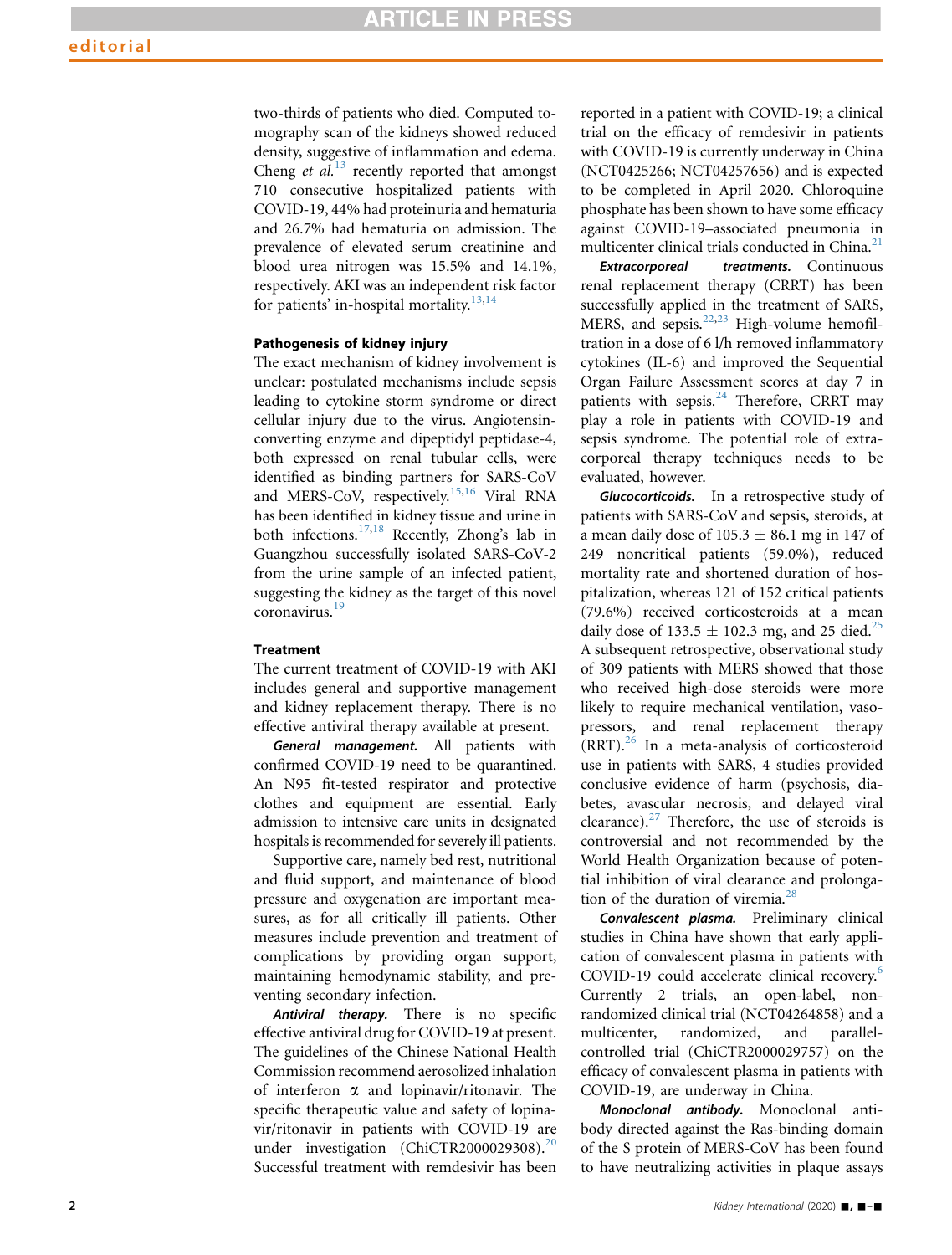two-thirds of patients who died. Computed tomography scan of the kidneys showed reduced density, suggestive of inflammation and edema. Cheng *et al.*[13] recently reported that amongst 710 consecutive hospitalized patients with COVID-19, 44% had proteinuria and hematuria and 26.7% had hematuria on admission. The prevalence of elevated serum creatinine and blood urea nitrogen was 15.5% and 14.1%, respectively. AKI was an independent risk factor for patients' in-hospital mortality.[13,14]

#### Pathogenesis of kidney injury

The exact mechanism of kidney involvement is unclear: postulated mechanisms include sepsis leading to cytokine storm syndrome or direct cellular injury due to the virus. Angiotensin-converting enzyme and dipeptidyl peptidase-4, both expressed on renal tubular cells, were identified as binding partners for SARS-CoV and MERS-CoV, respectively.[15,16] Viral RNA has been identified in kidney tissue and urine in both infections.[17,18] Recently, Zhong's lab in Guangzhou successfully isolated SARS-CoV-2 from the urine sample of an infected patient, suggesting the kidney as the target of this novel coronavirus.[19]

#### Treatment

The current treatment of COVID-19 with AKI includes general and supportive management and kidney replacement therapy. There is no effective antiviral therapy available at present.

***General management.*** All patients with confirmed COVID-19 need to be quarantined. An N95 fit-tested respirator and protective clothes and equipment are essential. Early admission to intensive care units in designated hospitals is recommended for severely ill patients.

Supportive care, namely bed rest, nutritional and fluid support, and maintenance of blood pressure and oxygenation are important measures, as for all critically ill patients. Other measures include prevention and treatment of complications by providing organ support, maintaining hemodynamic stability, and preventing secondary infection.

***Antiviral therapy.*** There is no specific effective antiviral drug for COVID-19 at present. The guidelines of the Chinese National Health Commission recommend aerosolized inhalation of interferon $\alpha$ and lopinavir/ritonavir. The specific therapeutic value and safety of lopinavir/ritonavir in patients with COVID-19 are under investigation (ChiCTR2000029308).[20] Successful treatment with remdesivir has been reported in a patient with COVID-19; a clinical trial on the efficacy of remdesivir in patients with COVID-19 is currently underway in China (NCT0425266; NCT04257656) and is expected to be completed in April 2020. Chloroquine phosphate has been shown to have some efficacy against COVID-19–associated pneumonia in multicenter clinical trials conducted in China.[21]

***Extracorporeal treatments.*** Continuous renal replacement therapy (CRRT) has been successfully applied in the treatment of SARS, MERS, and sepsis.[22,23] High-volume hemofiltration in a dose of 6 l/h removed inflammatory cytokines (IL-6) and improved the Sequential Organ Failure Assessment scores at day 7 in patients with sepsis.[24] Therefore, CRRT may play a role in patients with COVID-19 and sepsis syndrome. The potential role of extracorporeal therapy techniques needs to be evaluated, however.

***Glucocorticoids.*** In a retrospective study of patients with SARS-CoV and sepsis, steroids, at a mean daily dose of $105.3 \pm 86.1$ mg in 147 of 249 noncritical patients (59.0%), reduced mortality rate and shortened duration of hospitalization, whereas 121 of 152 critical patients (79.6%) received corticosteroids at a mean daily dose of $133.5 \pm 102.3$ mg, and 25 died.[25] A subsequent retrospective, observational study of 309 patients with MERS showed that those who received high-dose steroids were more likely to require mechanical ventilation, vasopressors, and renal replacement therapy (RRT).[26] In a meta-analysis of corticosteroid use in patients with SARS, 4 studies provided conclusive evidence of harm (psychosis, diabetes, avascular necrosis, and delayed viral clearance).[27] Therefore, the use of steroids is controversial and not recommended by the World Health Organization because of potential inhibition of viral clearance and prolongation of the duration of viremia.[28]

***Convalescent plasma.*** Preliminary clinical studies in China have shown that early application of convalescent plasma in patients with COVID-19 could accelerate clinical recovery.[6] Currently 2 trials, an open-label, nonrandomized clinical trial (NCT04264858) and a multicenter, randomized, and parallel-controlled trial (ChiCTR2000029757) on the efficacy of convalescent plasma in patients with COVID-19, are underway in China.

***Monoclonal antibody.*** Monoclonal antibody directed against the Ras-binding domain of the S protein of MERS-CoV has been found to have neutralizing activities in plaque assays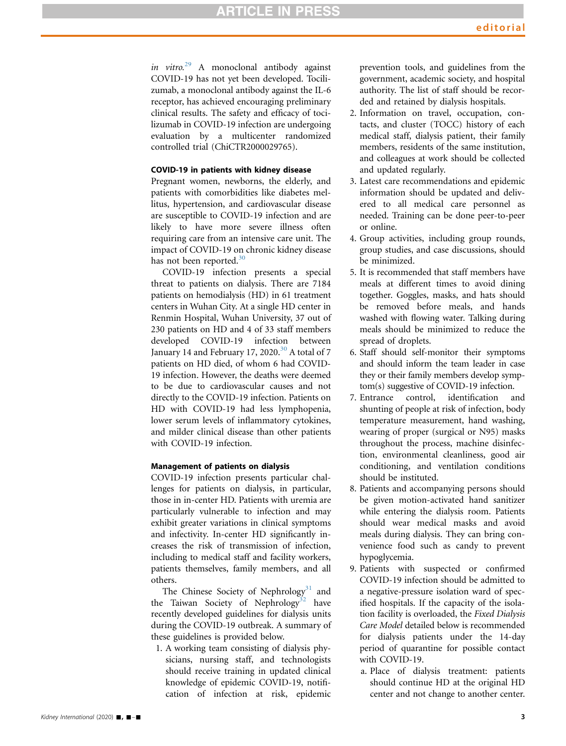*in vitro*.[29] A monoclonal antibody against COVID-19 has not yet been developed. Tocilizumab, a monoclonal antibody against the IL-6 receptor, has achieved encouraging preliminary clinical results. The safety and efficacy of tocilizumab in COVID-19 infection are undergoing evaluation by a multicenter randomized controlled trial (ChiCTR2000029765).

#### COVID-19 in patients with kidney disease

Pregnant women, newborns, the elderly, and patients with comorbidities like diabetes mellitus, hypertension, and cardiovascular disease are susceptible to COVID-19 infection and are likely to have more severe illness often requiring care from an intensive care unit. The impact of COVID-19 on chronic kidney disease has not been reported.[30]

COVID-19 infection presents a special threat to patients on dialysis. There are 7184 patients on hemodialysis (HD) in 61 treatment centers in Wuhan City. At a single HD center in Renmin Hospital, Wuhan University, 37 out of 230 patients on HD and 4 of 33 staff members developed COVID-19 infection between January 14 and February 17, 2020.[30] A total of 7 patients on HD died, of whom 6 had COVID-19 infection. However, the deaths were deemed to be due to cardiovascular causes and not directly to the COVID-19 infection. Patients on HD with COVID-19 had less lymphopenia, lower serum levels of inflammatory cytokines, and milder clinical disease than other patients with COVID-19 infection.

#### Management of patients on dialysis

COVID-19 infection presents particular challenges for patients on dialysis, in particular, those in in-center HD. Patients with uremia are particularly vulnerable to infection and may exhibit greater variations in clinical symptoms and infectivity. In-center HD significantly increases the risk of transmission of infection, including to medical staff and facility workers, patients themselves, family members, and all others.

The Chinese Society of Nephrology[31] and the Taiwan Society of Nephrology[32] have recently developed guidelines for dialysis units during the COVID-19 outbreak. A summary of these guidelines is provided below.

1. A working team consisting of dialysis physicians, nursing staff, and technologists should receive training in updated clinical knowledge of epidemic COVID-19, notification of infection at risk, epidemic prevention tools, and guidelines from the government, academic society, and hospital authority. The list of staff should be recorded and retained by dialysis hospitals.
2. Information on travel, occupation, contacts, and cluster (TOCC) history of each medical staff, dialysis patient, their family members, residents of the same institution, and colleagues at work should be collected and updated regularly.
3. Latest care recommendations and epidemic information should be updated and delivered to all medical care personnel as needed. Training can be done peer-to-peer or online.
4. Group activities, including group rounds, group studies, and case discussions, should be minimized.
5. It is recommended that staff members have meals at different times to avoid dining together. Goggles, masks, and hats should be removed before meals, and hands washed with flowing water. Talking during meals should be minimized to reduce the spread of droplets.
6. Staff should self-monitor their symptoms and should inform the team leader in case they or their family members develop symptom(s) suggestive of COVID-19 infection.
7. Entrance control, identification and shunting of people at risk of infection, body temperature measurement, hand washing, wearing of proper (surgical or N95) masks throughout the process, machine disinfection, environmental cleanliness, good air conditioning, and ventilation conditions should be instituted.
8. Patients and accompanying persons should be given motion-activated hand sanitizer while entering the dialysis room. Patients should wear medical masks and avoid meals during dialysis. They can bring convenience food such as candy to prevent hypoglycemia.
9. Patients with suspected or confirmed COVID-19 infection should be admitted to a negative-pressure isolation ward of specified hospitals. If the capacity of the isolation facility is overloaded, the *Fixed Dialysis Care Model* detailed below is recommended for dialysis patients under the 14-day period of quarantine for possible contact with COVID-19.
   a. Place of dialysis treatment: patients should continue HD at the original HD center and not change to another center.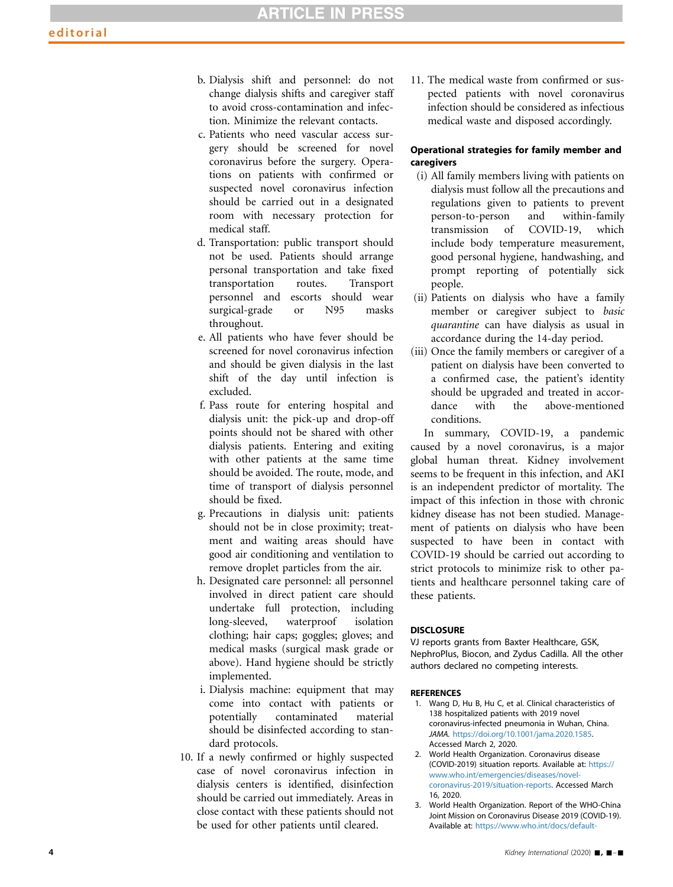b. Dialysis shift and personnel: do not change dialysis shifts and caregiver staff to avoid cross-contamination and infection. Minimize the relevant contacts.
c. Patients who need vascular access surgery should be screened for novel coronavirus before the surgery. Operations on patients with confirmed or suspected novel coronavirus infection should be carried out in a designated room with necessary protection for medical staff.
d. Transportation: public transport should not be used. Patients should arrange personal transportation and take fixed transportation routes. Transport personnel and escorts should wear surgical-grade or N95 masks throughout.
e. All patients who have fever should be screened for novel coronavirus infection and should be given dialysis in the last shift of the day until infection is excluded.
f. Pass route for entering hospital and dialysis unit: the pick-up and drop-off points should not be shared with other dialysis patients. Entering and exiting with other patients at the same time should be avoided. The route, mode, and time of transport of dialysis personnel should be fixed.
g. Precautions in dialysis unit: patients should not be in close proximity; treatment and waiting areas should have good air conditioning and ventilation to remove droplet particles from the air.
h. Designated care personnel: all personnel involved in direct patient care should undertake full protection, including long-sleeved, waterproof isolation clothing; hair caps; goggles; gloves; and medical masks (surgical mask grade or above). Hand hygiene should be strictly implemented.
i. Dialysis machine: equipment that may come into contact with patients or potentially contaminated material should be disinfected according to standard protocols.

10. If a newly confirmed or highly suspected case of novel coronavirus infection in dialysis centers is identified, disinfection should be carried out immediately. Areas in close contact with these patients should not be used for other patients until cleared.
11. The medical waste from confirmed or suspected patients with novel coronavirus infection should be considered as infectious medical waste and disposed accordingly.

#### Operational strategies for family member and caregivers

(i) All family members living with patients on dialysis must follow all the precautions and regulations given to patients to prevent person-to-person and within-family transmission of COVID-19, which include body temperature measurement, good personal hygiene, handwashing, and prompt reporting of potentially sick people.
(ii) Patients on dialysis who have a family member or caregiver subject to *basic quarantine* can have dialysis as usual in accordance during the 14-day period.
(iii) Once the family members or caregiver of a patient on dialysis have been converted to a confirmed case, the patient's identity should be upgraded and treated in accordance with the above-mentioned conditions.

In summary, COVID-19, a pandemic caused by a novel coronavirus, is a major global human threat. Kidney involvement seems to be frequent in this infection, and AKI is an independent predictor of mortality. The impact of this infection in those with chronic kidney disease has not been studied. Management of patients on dialysis who have been suspected to have been in contact with COVID-19 should be carried out according to strict protocols to minimize risk to other patients and healthcare personnel taking care of these patients.

## DISCLOSURE

VJ reports grants from Baxter Healthcare, GSK, NephroPlus, Biocon, and Zydus Cadilla. All the other authors declared no competing interests.

## REFERENCES

1. Wang D, Hu B, Hu C, et al. Clinical characteristics of 138 hospitalized patients with 2019 novel coronavirus-infected pneumonia in Wuhan, China. *JAMA*. https://doi.org/10.1001/jama.2020.1585. Accessed March 2, 2020.
2. World Health Organization. Coronavirus disease (COVID-2019) situation reports. Available at: https://www.who.int/emergencies/diseases/novel-coronavirus-2019/situation-reports. Accessed March 16, 2020.
3. World Health Organization. Report of the WHO-China Joint Mission on Coronavirus Disease 2019 (COVID-19). Available at: https://www.who.int/docs/default-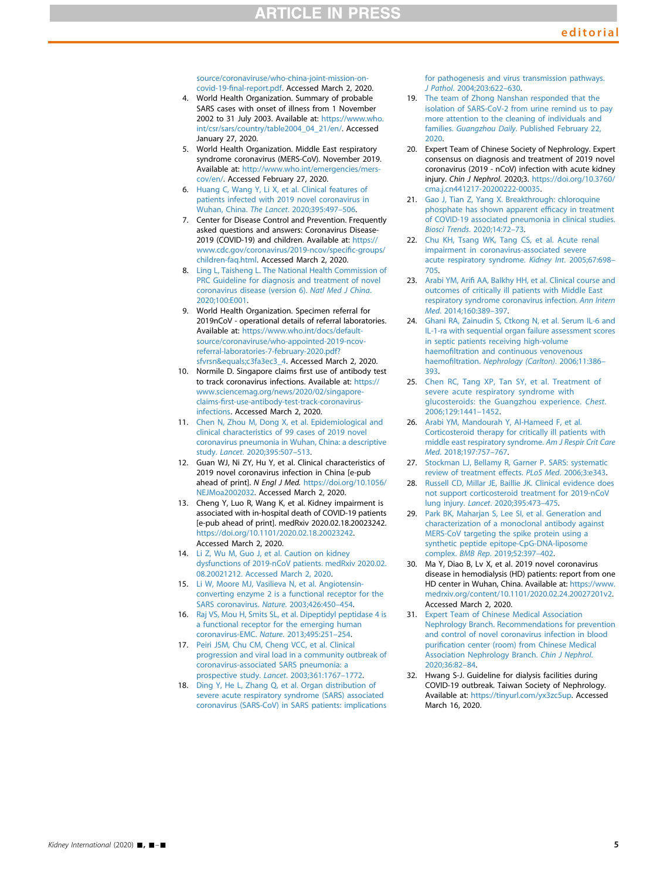source/coronaviruse/who-china-joint-mission-on-covid-19-final-report.pdf. Accessed March 2, 2020.

4. World Health Organization. Summary of probable SARS cases with onset of illness from 1 November 2002 to 31 July 2003. Available at: https://www.who.int/csr/sars/country/table2004_04_21/en/. Accessed January 27, 2020.
5. World Health Organization. Middle East respiratory syndrome coronavirus (MERS-CoV). November 2019. Available at: http://www.who.int/emergencies/mers-cov/en/. Accessed February 27, 2020.
6. Huang C, Wang Y, Li X, et al. Clinical features of patients infected with 2019 novel coronavirus in Wuhan, China. *The Lancet*. 2020;395:497–506.
7. Center for Disease Control and Prevention. Frequently asked questions and answers: Coronavirus Disease-2019 (COVID-19) and children. Available at: https://www.cdc.gov/coronavirus/2019-ncov/specific-groups/children-faq.html. Accessed March 2, 2020.
8. Ling L, Taisheng L. The National Health Commission of PRC Guideline for diagnosis and treatment of novel coronavirus disease (version 6). *Natl Med J China*. 2020;100:E001.
9. World Health Organization. Specimen referral for 2019nCoV - operational details of referral laboratories. Available at: https://www.who.int/docs/default-source/coronaviruse/who-appointed-2019-ncov-referral-laboratories-7-february-2020.pdf?sfvrsn&equals;c3fa3ec3_4. Accessed March 2, 2020.
10. Normile D. Singapore claims first use of antibody test to track coronaviruses infections. Available at: https://www.sciencemag.org/news/2020/02/singapore-claims-first-use-antibody-test-track-coronavirus-infections. Accessed March 2, 2020.
11. Chen N, Zhou M, Dong X, et al. Epidemiological and clinical characteristics of 99 cases of 2019 novel coronavirus pneumonia in Wuhan, China: a descriptive study. *Lancet*. 2020;395:507–513.
12. Guan WJ, Ni ZY, Hu Y, et al. Clinical characteristics of 2019 novel coronavirus infection in China [e-pub ahead of print]. *N Engl J Med*. https://doi.org/10.1056/NEJMoa2002032. Accessed March 2, 2020.
13. Cheng Y, Luo R, Wang K, et al. Kidney impairment is associated with in-hospital death of COVID-19 patients [e-pub ahead of print]. medRxiv 2020.02.18.20023242. https://doi.org/10.1101/2020.02.18.20023242. Accessed March 2, 2020.
14. Li Z, Wu M, Guo J, et al. Caution on kidney dysfunctions of 2019-nCoV patients. medRxiv 2020.02.08.20021212. Accessed March 2, 2020.
15. Li W, Moore MJ, Vasilieva N, et al. Angiotensin-converting enzyme 2 is a functional receptor for the SARS coronavirus. *Nature*. 2003;426:450–454.
16. Raj VS, Mou H, Smits SL, et al. Dipeptidyl peptidase 4 is a functional receptor for the emerging human coronavirus-EMC. *Nature*. 2013;495:251–254.
17. Peiri JSM, Chu CM, Cheng VCC, et al. Clinical progression and viral load in a community outbreak of coronavirus-associated SARS pneumonia: a prospective study. *Lancet*. 2003;361:1767–1772.
18. Ding Y, He L, Zhang Q, et al. Organ distribution of severe acute respiratory syndrome (SARS) associated coronavirus (SARS-CoV) in SARS patients: implications for pathogenesis and virus transmission pathways. *J Pathol*. 2004;203:622–630.
19. The team of Zhong Nanshan responded that the isolation of SARS-CoV-2 from urine remind us to pay more attention to the cleaning of individuals and families. *Guangzhou Daily*. Published February 22, 2020.
20. Expert Team of Chinese Society of Nephrology. Expert consensus on diagnosis and treatment of 2019 novel coronavirus (2019 - nCoV) infection with acute kidney injury. *Chin J Nephrol*. 2020;3. https://doi.org/10.3760/cma.j.cn441217-20200222-00035.
21. Gao J, Tian Z, Yang X. Breakthrough: chloroquine phosphate has shown apparent efficacy in treatment of COVID-19 associated pneumonia in clinical studies. *Biosci Trends*. 2020;14:72–73.
22. Chu KH, Tsang WK, Tang CS, et al. Acute renal impairment in coronavirus-associated severe acute respiratory syndrome. *Kidney Int*. 2005;67:698–705.
23. Arabi YM, Arifi AA, Balkhy HH, et al. Clinical course and outcomes of critically ill patients with Middle East respiratory syndrome coronavirus infection. *Ann Intern Med*. 2014;160:389–397.
24. Ghani RA, Zainudin S, Ctkong N, et al. Serum IL-6 and IL-1-ra with sequential organ failure assessment scores in septic patients receiving high-volume haemofiltration and continuous venovenous haemofiltration. *Nephrology (Carlton)*. 2006;11:386–393.
25. Chen RC, Tang XP, Tan SY, et al. Treatment of severe acute respiratory syndrome with glucosteroids: the Guangzhou experience. *Chest*. 2006;129:1441–1452.
26. Arabi YM, Mandourah Y, Al-Hameed F, et al. Corticosteroid therapy for critically ill patients with middle east respiratory syndrome. *Am J Respir Crit Care Med*. 2018;197:757–767.
27. Stockman LJ, Bellamy R, Garner P. SARS: systematic review of treatment effects. *PLoS Med*. 2006;3:e343.
28. Russell CD, Millar JE, Baillie JK. Clinical evidence does not support corticosteroid treatment for 2019-nCoV lung injury. *Lancet*. 2020;395:473–475.
29. Park BK, Maharjan S, Lee SI, et al. Generation and characterization of a monoclonal antibody against MERS-CoV targeting the spike protein using a synthetic peptide epitope-CpG-DNA-liposome complex. *BMB Rep*. 2019;52:397–402.
30. Ma Y, Diao B, Lv X, et al. 2019 novel coronavirus disease in hemodialysis (HD) patients: report from one HD center in Wuhan, China. Available at: https://www.medrxiv.org/content/10.1101/2020.02.24.20027201v2. Accessed March 2, 2020.
31. Expert Team of Chinese Medical Association Nephrology Branch. Recommendations for prevention and control of novel coronavirus infection in blood purification center (room) from Chinese Medical Association Nephrology Branch. *Chin J Nephrol*. 2020;36:82–84.
32. Hwang S-J. Guideline for dialysis facilities during COVID-19 outbreak. Taiwan Society of Nephrology. Available at: https://tinyurl.com/yx3zc5up. Accessed March 16, 2020.